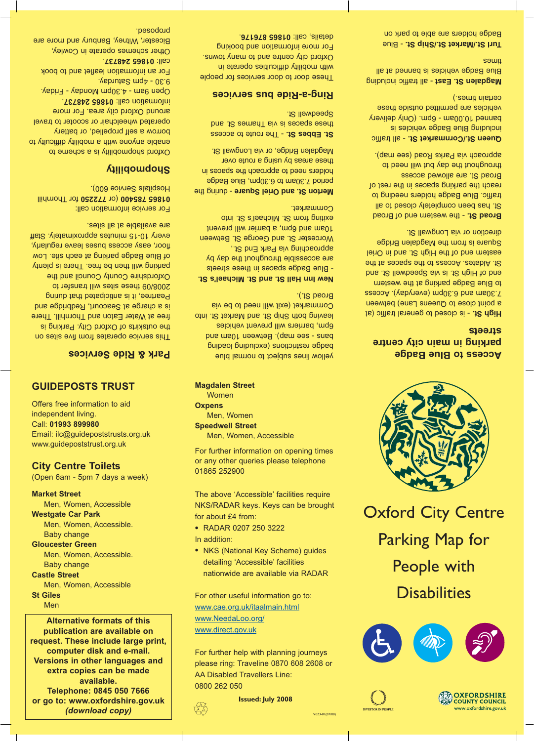## Access to Blue Badge parking in main city centre streets

**High St.** - is closed to general traffic (at a point close to Queens Lane) between 7.30am and 6.30pm (everyday). Access to Blue Badge parking at the western end of High St. is via Speedwell St. and St. Aldates. Access to the spaces at the eastern end of the High St. and in Oriel Square is from the Magdalen Bridge direction or via Longwall St.

**Broad St.** - the western end of Broad St. has been completely closed to all traffic. Blue Badge holders needing to reach the parking spaces in the rest of Broad St. are allowed access throughout the day but will need to approach via Parks Road (see map).

**Queen St./Cornmarket St.** - all traffic including Blue Badge vehicles is banned 10.00am - 6pm. (Only delivery vehicles are permitted outside these certain times.)

**Magdalen St. East** - all traffic including Blue Badge vehicles is banned at all times

**Turl St./Market St./Ship St.** - Blue Badge holders are able to park on yellow lines subject to normal blue badge restrictions (excluding loading bans - see map). Between 10am and 6pm, barriers will prevent vehicles leaving both Ship St. and Market St. into Cornmarket (exit will need to be via Broad St.).

**New Inn Hall St. and St. Michael's St.** - Blue Badge spaces in these streets are accessible throughout the day by approaching via Park End St., Worcester St. and George St. Between 10am and 6pm, a barrier will prevent exiting from St. Michael's St. into Cornmarket.

**Merton St. and Oriel Square** - during the period 7.30am to 6.30pm, Blue Badge holders need to approach the spaces in these areas by using a route over Magdalen Bridge, or via Longwall St.

**St. Ebbes St.** - The route to access these spaces is via Thames St. and Speedwell St.

## Ring-a-Ride bus services

These door to door services for people with mobility difficulties operate in Oxford city centre and to many towns. For more information and booking details, call: **01865 876176.**

## Park & Ride Services

This service operates from five sites on the outskirts of Oxford City. Parking is free at Water Eaton and Thornhill. There is a charge at Seacourt, Redbridge and Peartree, it is anticipated that during 2008/09 these sites will transfer to Oxfordshire County Council and the parking will then be free. There is plenty of Blue Badge parking at each site. Low floor, easy access buses leave regularly, every 10-15 minutes approximately. Staff are available at all sites.

For service information call: **01865 785400** (or **772250** for Thornhill Hospitals Service 600).

## Shopmobility

Oxford shopmobility is a scheme to enable anyone with a mobility difficulty to borrow a self propelled, or battery operated wheelchair or scooter to travel around Oxford city area. For more information call: **01865 248737.**

Open 9am - 4.30pm Monday - Friday.
9.30 - 4pm Saturday.

For an information leaflet and to book call: **01865 248737.**

Other schemes operate in Cowley, Bicester, Witney, Banbury and more are proposed.

# Oxford City Centre Parking Map for People with Disabilities

## GUIDEPOSTS TRUST

Offers free information to aid independent living.
Call: **01993 899980**
Email: ilc@guidepoststrusts.org.uk
www.guidepoststrust.org.uk

## City Centre Toilets

(Open 6am - 5pm 7 days a week)

**Market Street**
Men, Women, Accessible

**Westgate Car Park**
Men, Women, Accessible. Baby change

**Gloucester Green**
Men, Women, Accessible. Baby change

**Castle Street**
Men, Women, Accessible

**St Giles**
Men

**Magdalen Street**
Women

**Oxpens**
Men, Women

**Speedwell Street**
Men, Women, Accessible

For further information on opening times or any other queries please telephone 01865 252900

The above 'Accessible' facilities require NKS/RADAR keys. Keys can be brought for about £4 from:

- RADAR 0207 250 3222

In addition:

- NKS (National Key Scheme) guides detailing 'Accessible' facilities nationwide are available via RADAR

For other useful information go to:
www.cae.org.uk/itaalmain.html
www.NeedaLoo.org/
www.direct.gov.uk

For further help with planning journeys please ring: Traveline 0870 608 2608 or AA Disabled Travellers Line: 0800 262 050

**Alternative formats of this publication are available on request. These include large print, computer disk and e-mail. Versions in other languages and extra copies can be made available.**
**Telephone: 0845 050 7666**
**or go to: www.oxfordshire.gov.uk *(download copy)***

**Issued: July 2008**

V023-01(07/08)

OXFORDSHIRE COUNTY COUNCIL
www.oxfordshire.gov.uk

INVESTOR IN PEOPLE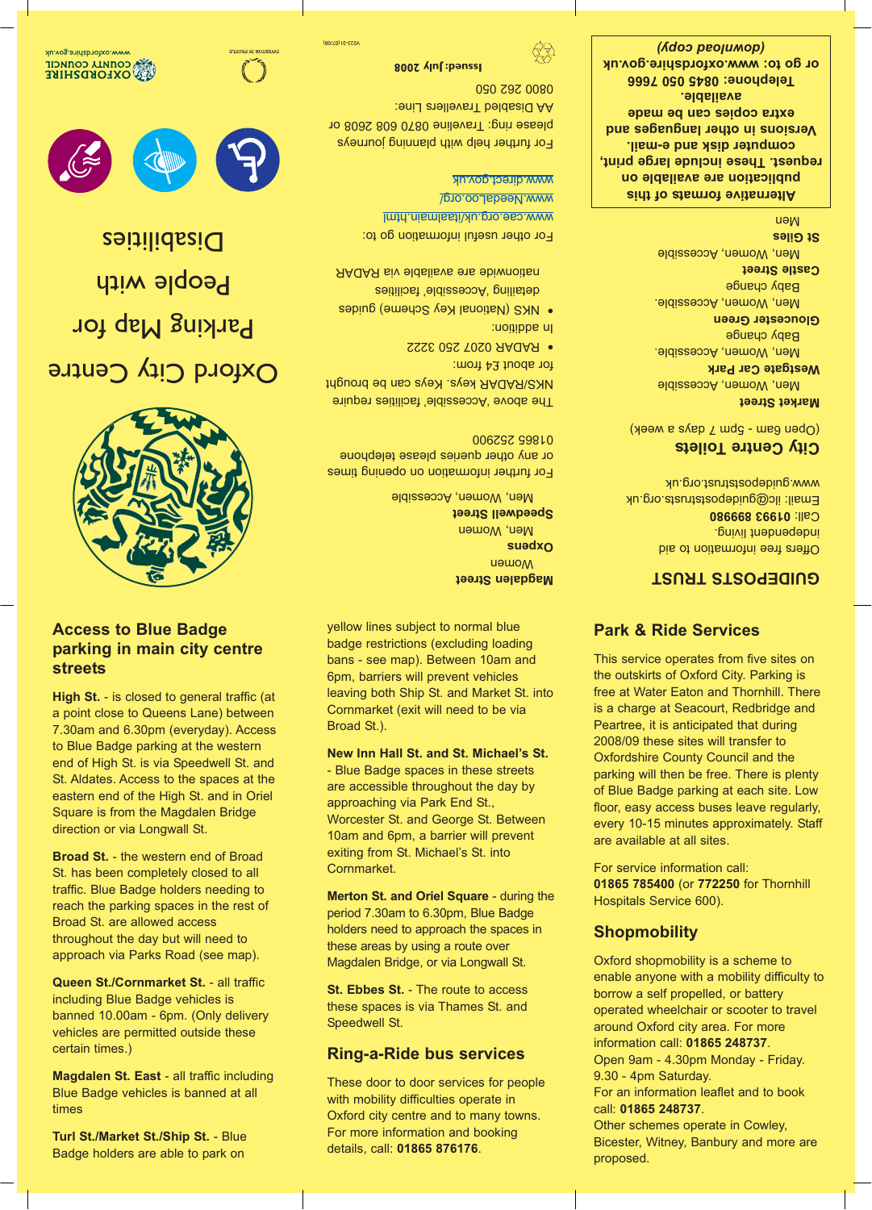Oxford City Centre

Parking Map for

People with

Disabilities

www.oxfordshire.gov.uk

OXFORDSHIRE COUNTY COUNCIL

INVESTOR IN PEOPLE

V023-01(07/08)

**Issued: July 2008**

**Magdalen Street**
Women

**Oxpens**
Men, Women

**Speedwell Street**
Men, Women, Accessible

For further information on opening times or any other queries please telephone 01865 252900

The above 'Accessible' facilities require NKS/RADAR keys. Keys can be brought for about £4 from:

- RADAR 0207 250 3222

In addition:

- NKS (National Key Scheme) guides detailing 'Accessible' facilities nationwide are available via RADAR

For other useful information go to:

www.cae.org.uk/itaalmain.html
www.Needaloo.org/
www.direct.gov.uk

For further help with planning journeys please ring: Traveline 0870 608 2608 or AA Disabled Travellers Line: 0800 262 050

## GUIDEPOSTS TRUST

Offers free information to aid independent living.

Call: **01993 899680**

Email: ilc@guidepoststrust.org.uk

www.guidepoststrust.org.uk

## City Centre Toilets

(Open 6am - 5pm 7 days a week)

**Market Street**
Men, Women, Accessible

**Westgate Car Park**
Men, Women, Accessible.
Baby change

**Gloucester Green**
Men, Women, Accessible.
Baby change

**Castle Street**
Men, Women, Accessible

**St Giles**
Men

**Alternative formats of this publication are available on request. These include large print, computer disk and e-mail. Versions in other language and extra copies can be made available.**

**Telephone: 0845 050 7666**

**or go to: www.oxfordshire.gov.uk** *(download copy)*

## Access to Blue Badge parking in main city centre streets

**High St.** - is closed to general traffic (at a point close to Queens Lane) between 7.30am and 6.30pm (everyday). Access to Blue Badge parking at the western end of High St. is via Speedwell St. and St. Aldates. Access to the spaces at the eastern end of the High St. and in Oriel Square is from the Magdalen Bridge direction or via Longwall St.

**Broad St.** - the western end of Broad St. has been completely closed to all traffic. Blue Badge holders needing to reach the parking spaces in the rest of Broad St. are allowed access throughout the day but will need to approach via Parks Road (see map).

**Queen St./Cornmarket St.** - all traffic including Blue Badge vehicles is banned 10.00am - 6pm. (Only delivery vehicles are permitted outside these certain times.)

**Magdalen St. East** - all traffic including Blue Badge vehicles is banned at all times

**Turl St./Market St./Ship St.** - Blue Badge holders are able to park on yellow lines subject to normal blue badge restrictions (excluding loading bans - see map). Between 10am and 6pm, barriers will prevent vehicles leaving both Ship St. and Market St. into Cornmarket (exit will need to be via Broad St.).

**New Inn Hall St. and St. Michael's St.** - Blue Badge spaces in these streets are accessible throughout the day by approaching via Park End St., Worcester St. and George St. Between 10am and 6pm, a barrier will prevent exiting from St. Michael's St. into Cornmarket.

**Merton St. and Oriel Square** - during the period 7.30am to 6.30pm, Blue Badge holders need to approach the spaces in these areas by using a route over Magdalen Bridge, or via Longwall St.

**St. Ebbes St.** - The route to access these spaces is via Thames St. and Speedwell St.

## Ring-a-Ride bus services

These door to door services for people with mobility difficulties operate in Oxford city centre and to many towns. For more information and booking details, call: **01865 876176**.

## Park & Ride Services

This service operates from five sites on the outskirts of Oxford City. Parking is free at Water Eaton and Thornhill. There is a charge at Seacourt, Redbridge and Peartree, it is anticipated that during 2008/09 these sites will transfer to Oxfordshire County Council and the parking will then be free. There is plenty of Blue Badge parking at each site. Low floor, easy access buses leave regularly, every 10-15 minutes approximately. Staff are available at all sites.

For service information call: **01865 785400** (or **772250** for Thornhill Hospitals Service 600).

## Shopmobility

Oxford shopmobility is a scheme to enable anyone with a mobility difficulty to borrow a self propelled, or battery operated wheelchair or scooter to travel around Oxford city area. For more information call: **01865 248737**.
Open 9am - 4.30pm Monday - Friday.
9.30 - 4pm Saturday.
For an information leaflet and to book call: **01865 248737**.
Other schemes operate in Cowley, Bicester, Witney, Banbury and more are proposed.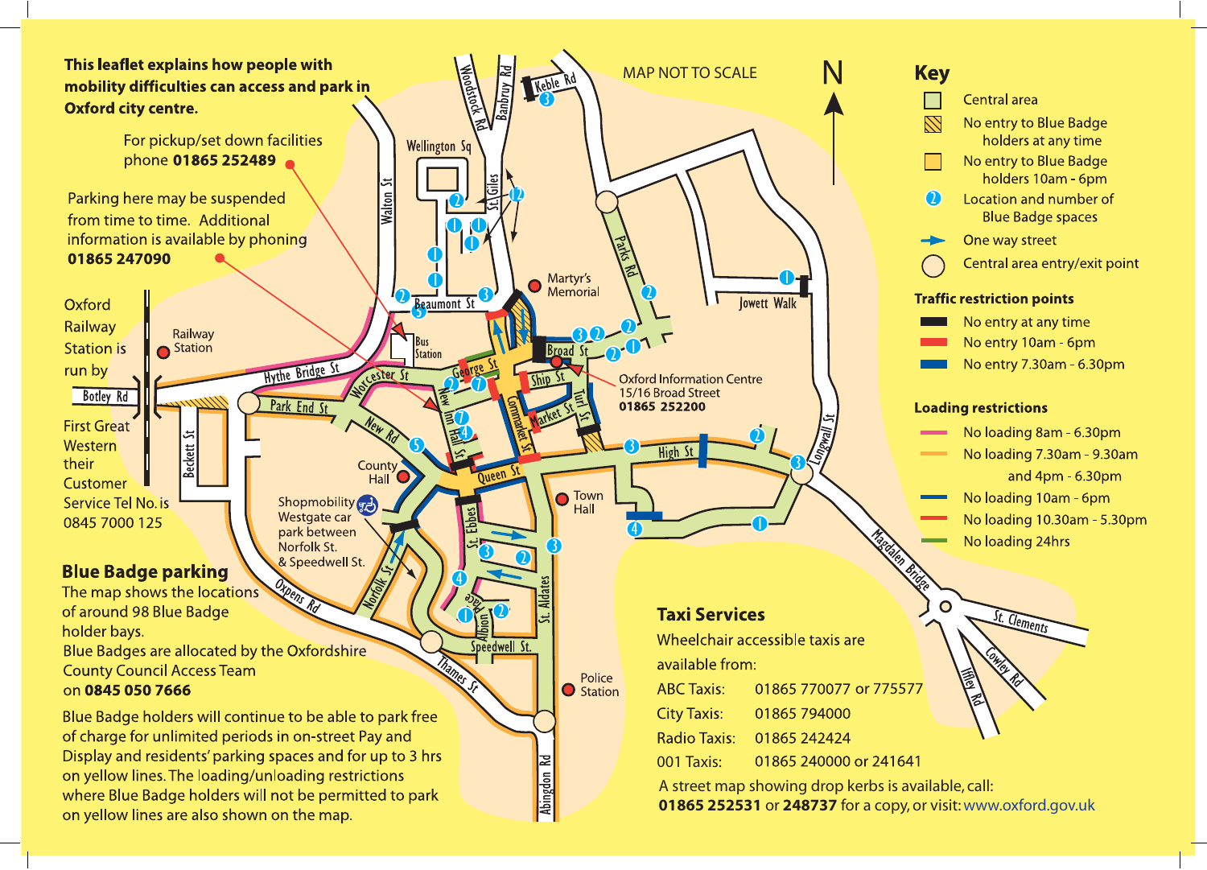**This leaflet explains how people with mobility difficulties can access and park in Oxford city centre.**

For pickup/set down facilities phone **01865 252489**

Parking here may be suspended from time to time. Additional information is available by phoning **01865 247090**

Oxford Railway Station is run by First Great Western their Customer Service Tel No. is 0845 7000 125

MAP NOT TO SCALE

## Key

- Central area
- No entry to Blue Badge holders at any time
- No entry to Blue Badge holders 10am - 6pm
- Location and number of Blue Badge spaces
- One way street
- Central area entry/exit point

### Traffic restriction points

- No entry at any time
- No entry 10am - 6pm
- No entry 7.30am - 6.30pm

### Loading restrictions

- No loading 8am - 6.30pm
- No loading 7.30am - 9.30am and 4pm - 6.30pm
- No loading 10am - 6pm
- No loading 10.30am - 5.30pm
- No loading 24hrs

Oxford Information Centre
15/16 Broad Street
**01865 252200**

Shopmobility
Westgate car park between Norfolk St. & Speedwell St.

## Blue Badge parking

The map shows the locations of around 98 Blue Badge holder bays.

Blue Badges are allocated by the Oxfordshire County Council Access Team on **0845 050 7666**

Blue Badge holders will continue to be able to park free of charge for unlimited periods in on-street Pay and Display and residents' parking spaces and for up to 3 hrs on yellow lines. The loading/unloading restrictions where Blue Badge holders will not be permitted to park on yellow lines are also shown on the map.

## Taxi Services

Wheelchair accessible taxis are available from:

| | |
|---|---|
| ABC Taxis: | 01865 770077 or 775577 |
| City Taxis: | 01865 794000 |
| Radio Taxis: | 01865 242424 |
| 001 Taxis: | 01865 240000 or 241641 |

A street map showing drop kerbs is available, call: **01865 252531** or **248737** for a copy, or visit: www.oxford.gov.uk